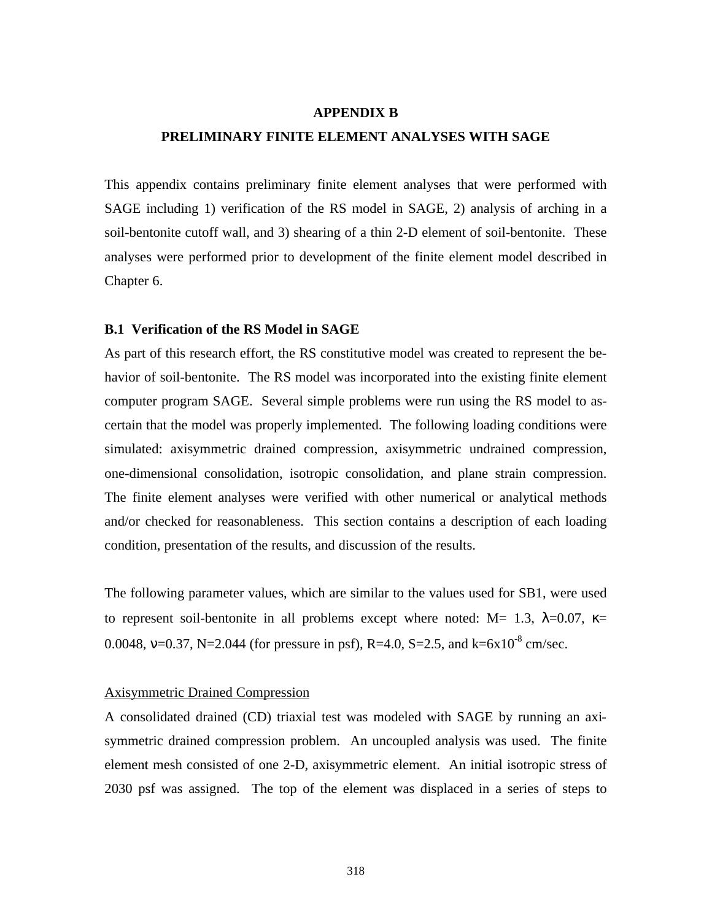# APPENDIX B

## PRELIMINARY FINITE ELEMENT ANALYSES WITH SAGE

This appendix contains preliminary finite element analyses that were performed with SAGE including 1) verification of the RS model in SAGE, 2) analysis of arching in a soil-bentonite cutoff wall, and 3) shearing of a thin 2-D element of soil-bentonite. These analyses were performed prior to development of the finite element model described in Chapter 6.

### B.1 Verification of the RS Model in SAGE

As part of this research effort, the RS constitutive model was created to represent the behavior of soil-bentonite. The RS model was incorporated into the existing finite element computer program SAGE. Several simple problems were run using the RS model to ascertain that the model was properly implemented. The following loading conditions were simulated: axisymmetric drained compression, axisymmetric undrained compression, one-dimensional consolidation, isotropic consolidation, and plane strain compression. The finite element analyses were verified with other numerical or analytical methods and/or checked for reasonableness. This section contains a description of each loading condition, presentation of the results, and discussion of the results.

The following parameter values, which are similar to the values used for SB1, were used to represent soil-bentonite in all problems except where noted: M= 1.3, $\lambda$=0.07, $\kappa$= 0.0048, $\nu$=0.37, N=2.044 (for pressure in psf), R=4.0, S=2.5, and k=$6\text{x}10^{-8}$ cm/sec.

Axisymmetric Drained Compression

A consolidated drained (CD) triaxial test was modeled with SAGE by running an axisymmetric drained compression problem. An uncoupled analysis was used. The finite element mesh consisted of one 2-D, axisymmetric element. An initial isotropic stress of 2030 psf was assigned. The top of the element was displaced in a series of steps to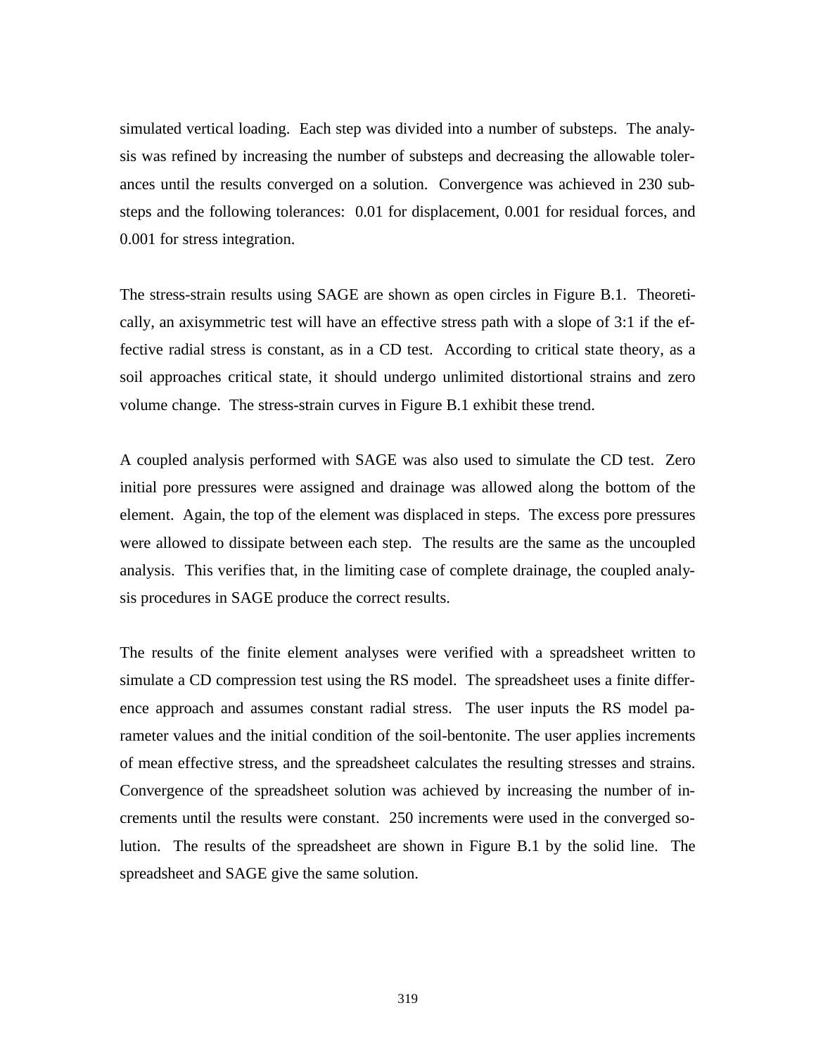simulated vertical loading. Each step was divided into a number of substeps. The analysis was refined by increasing the number of substeps and decreasing the allowable tolerances until the results converged on a solution. Convergence was achieved in 230 substeps and the following tolerances: 0.01 for displacement, 0.001 for residual forces, and 0.001 for stress integration.

The stress-strain results using SAGE are shown as open circles in Figure B.1. Theoretically, an axisymmetric test will have an effective stress path with a slope of 3:1 if the effective radial stress is constant, as in a CD test. According to critical state theory, as a soil approaches critical state, it should undergo unlimited distortional strains and zero volume change. The stress-strain curves in Figure B.1 exhibit these trend.

A coupled analysis performed with SAGE was also used to simulate the CD test. Zero initial pore pressures were assigned and drainage was allowed along the bottom of the element. Again, the top of the element was displaced in steps. The excess pore pressures were allowed to dissipate between each step. The results are the same as the uncoupled analysis. This verifies that, in the limiting case of complete drainage, the coupled analysis procedures in SAGE produce the correct results.

The results of the finite element analyses were verified with a spreadsheet written to simulate a CD compression test using the RS model. The spreadsheet uses a finite difference approach and assumes constant radial stress. The user inputs the RS model parameter values and the initial condition of the soil-bentonite. The user applies increments of mean effective stress, and the spreadsheet calculates the resulting stresses and strains. Convergence of the spreadsheet solution was achieved by increasing the number of increments until the results were constant. 250 increments were used in the converged solution. The results of the spreadsheet are shown in Figure B.1 by the solid line. The spreadsheet and SAGE give the same solution.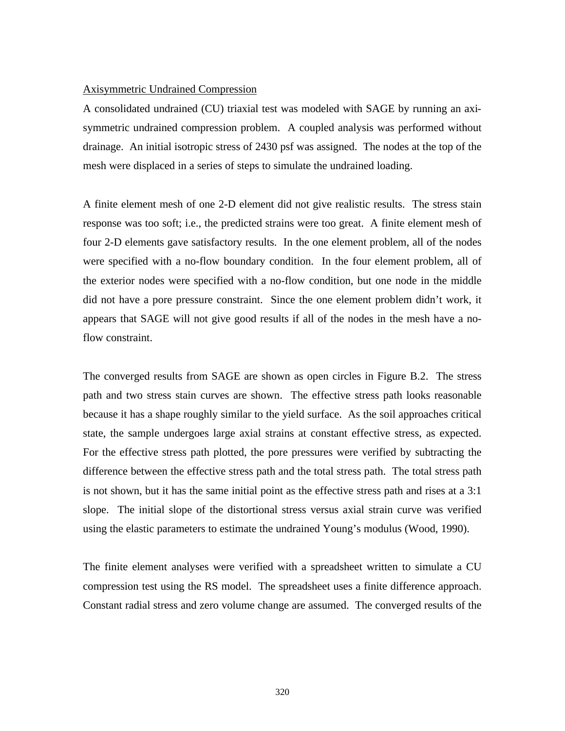Axisymmetric Undrained Compression

A consolidated undrained (CU) triaxial test was modeled with SAGE by running an axi-symmetric undrained compression problem. A coupled analysis was performed without drainage. An initial isotropic stress of 2430 psf was assigned. The nodes at the top of the mesh were displaced in a series of steps to simulate the undrained loading.

A finite element mesh of one 2-D element did not give realistic results. The stress stain response was too soft; i.e., the predicted strains were too great. A finite element mesh of four 2-D elements gave satisfactory results. In the one element problem, all of the nodes were specified with a no-flow boundary condition. In the four element problem, all of the exterior nodes were specified with a no-flow condition, but one node in the middle did not have a pore pressure constraint. Since the one element problem didn't work, it appears that SAGE will not give good results if all of the nodes in the mesh have a no-flow constraint.

The converged results from SAGE are shown as open circles in Figure B.2. The stress path and two stress stain curves are shown. The effective stress path looks reasonable because it has a shape roughly similar to the yield surface. As the soil approaches critical state, the sample undergoes large axial strains at constant effective stress, as expected. For the effective stress path plotted, the pore pressures were verified by subtracting the difference between the effective stress path and the total stress path. The total stress path is not shown, but it has the same initial point as the effective stress path and rises at a 3:1 slope. The initial slope of the distortional stress versus axial strain curve was verified using the elastic parameters to estimate the undrained Young's modulus (Wood, 1990).

The finite element analyses were verified with a spreadsheet written to simulate a CU compression test using the RS model. The spreadsheet uses a finite difference approach. Constant radial stress and zero volume change are assumed. The converged results of the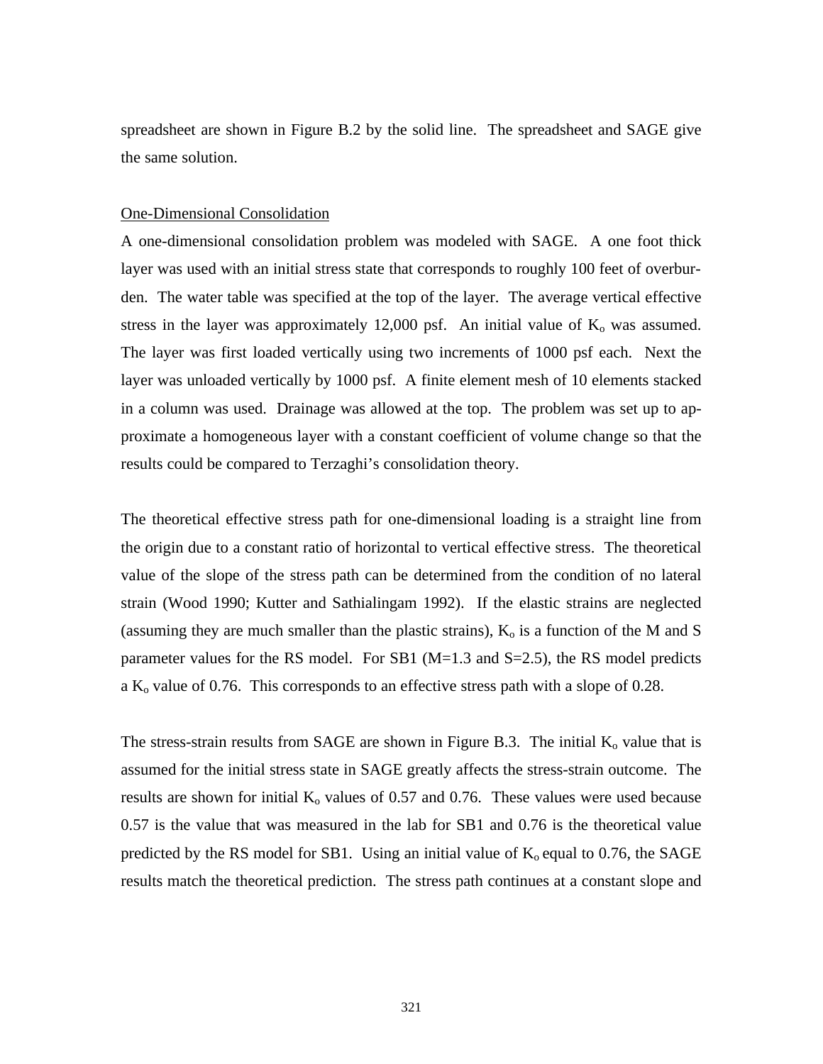spreadsheet are shown in Figure B.2 by the solid line. The spreadsheet and SAGE give the same solution.

One-Dimensional Consolidation

A one-dimensional consolidation problem was modeled with SAGE. A one foot thick layer was used with an initial stress state that corresponds to roughly 100 feet of overburden. The water table was specified at the top of the layer. The average vertical effective stress in the layer was approximately 12,000 psf. An initial value of $K_o$ was assumed. The layer was first loaded vertically using two increments of 1000 psf each. Next the layer was unloaded vertically by 1000 psf. A finite element mesh of 10 elements stacked in a column was used. Drainage was allowed at the top. The problem was set up to approximate a homogeneous layer with a constant coefficient of volume change so that the results could be compared to Terzaghi's consolidation theory.

The theoretical effective stress path for one-dimensional loading is a straight line from the origin due to a constant ratio of horizontal to vertical effective stress. The theoretical value of the slope of the stress path can be determined from the condition of no lateral strain (Wood 1990; Kutter and Sathialingam 1992). If the elastic strains are neglected (assuming they are much smaller than the plastic strains), $K_o$ is a function of the M and S parameter values for the RS model. For SB1 (M=1.3 and S=2.5), the RS model predicts a $K_o$ value of 0.76. This corresponds to an effective stress path with a slope of 0.28.

The stress-strain results from SAGE are shown in Figure B.3. The initial $K_o$ value that is assumed for the initial stress state in SAGE greatly affects the stress-strain outcome. The results are shown for initial $K_o$ values of 0.57 and 0.76. These values were used because 0.57 is the value that was measured in the lab for SB1 and 0.76 is the theoretical value predicted by the RS model for SB1. Using an initial value of $K_o$ equal to 0.76, the SAGE results match the theoretical prediction. The stress path continues at a constant slope and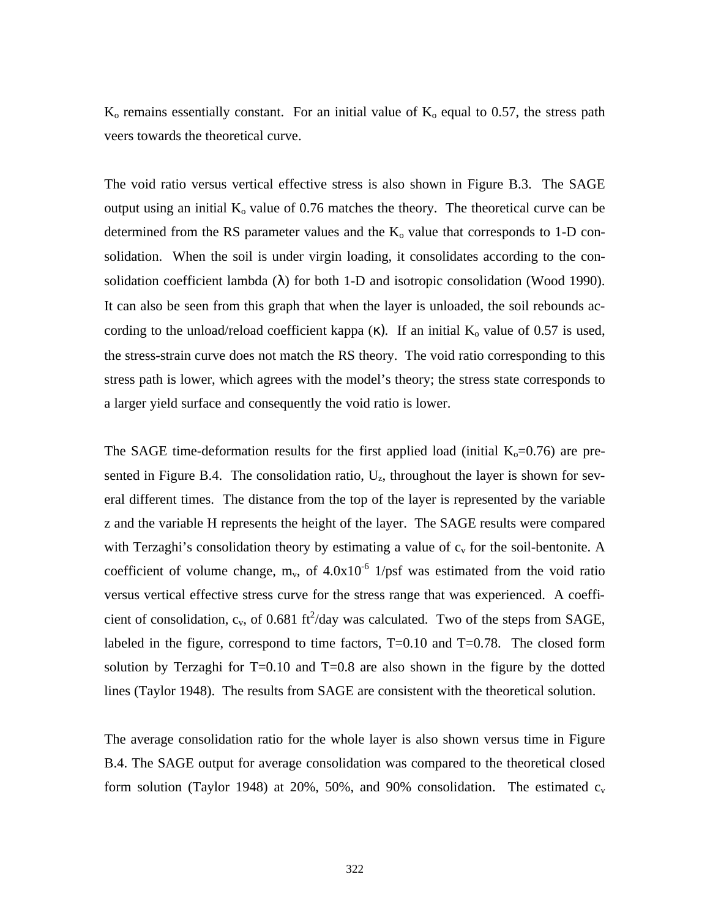$K_o$ remains essentially constant. For an initial value of $K_o$ equal to 0.57, the stress path veers towards the theoretical curve.

The void ratio versus vertical effective stress is also shown in Figure B.3. The SAGE output using an initial $K_o$ value of 0.76 matches the theory. The theoretical curve can be determined from the RS parameter values and the $K_o$ value that corresponds to 1-D consolidation. When the soil is under virgin loading, it consolidates according to the consolidation coefficient lambda ($\lambda$) for both 1-D and isotropic consolidation (Wood 1990). It can also be seen from this graph that when the layer is unloaded, the soil rebounds according to the unload/reload coefficient kappa ($\kappa$). If an initial $K_o$ value of 0.57 is used, the stress-strain curve does not match the RS theory. The void ratio corresponding to this stress path is lower, which agrees with the model's theory; the stress state corresponds to a larger yield surface and consequently the void ratio is lower.

The SAGE time-deformation results for the first applied load (initial $K_o$=0.76) are presented in Figure B.4. The consolidation ratio, $U_z$, throughout the layer is shown for several different times. The distance from the top of the layer is represented by the variable z and the variable H represents the height of the layer. The SAGE results were compared with Terzaghi's consolidation theory by estimating a value of $c_v$ for the soil-bentonite. A coefficient of volume change, $m_v$, of $4.0 \times 10^{-6}$ 1/psf was estimated from the void ratio versus vertical effective stress curve for the stress range that was experienced. A coefficient of consolidation, $c_v$, of 0.681 $ft^2$/day was calculated. Two of the steps from SAGE, labeled in the figure, correspond to time factors, T=0.10 and T=0.78. The closed form solution by Terzaghi for T=0.10 and T=0.8 are also shown in the figure by the dotted lines (Taylor 1948). The results from SAGE are consistent with the theoretical solution.

The average consolidation ratio for the whole layer is also shown versus time in Figure B.4. The SAGE output for average consolidation was compared to the theoretical closed form solution (Taylor 1948) at 20%, 50%, and 90% consolidation. The estimated $c_v$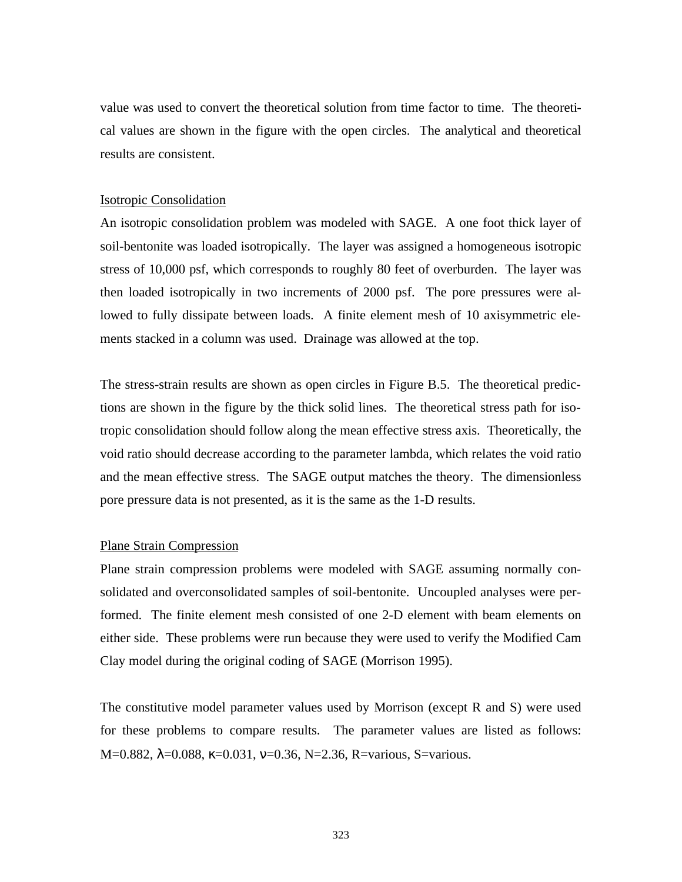value was used to convert the theoretical solution from time factor to time. The theoretical values are shown in the figure with the open circles. The analytical and theoretical results are consistent.

Isotropic Consolidation

An isotropic consolidation problem was modeled with SAGE. A one foot thick layer of soil-bentonite was loaded isotropically. The layer was assigned a homogeneous isotropic stress of 10,000 psf, which corresponds to roughly 80 feet of overburden. The layer was then loaded isotropically in two increments of 2000 psf. The pore pressures were allowed to fully dissipate between loads. A finite element mesh of 10 axisymmetric elements stacked in a column was used. Drainage was allowed at the top.

The stress-strain results are shown as open circles in Figure B.5. The theoretical predictions are shown in the figure by the thick solid lines. The theoretical stress path for isotropic consolidation should follow along the mean effective stress axis. Theoretically, the void ratio should decrease according to the parameter lambda, which relates the void ratio and the mean effective stress. The SAGE output matches the theory. The dimensionless pore pressure data is not presented, as it is the same as the 1-D results.

Plane Strain Compression

Plane strain compression problems were modeled with SAGE assuming normally consolidated and overconsolidated samples of soil-bentonite. Uncoupled analyses were performed. The finite element mesh consisted of one 2-D element with beam elements on either side. These problems were run because they were used to verify the Modified Cam Clay model during the original coding of SAGE (Morrison 1995).

The constitutive model parameter values used by Morrison (except R and S) were used for these problems to compare results. The parameter values are listed as follows: $M=0.882$, $\lambda=0.088$, $\kappa=0.031$, $\nu=0.36$, $N=2.36$, R=various, S=various.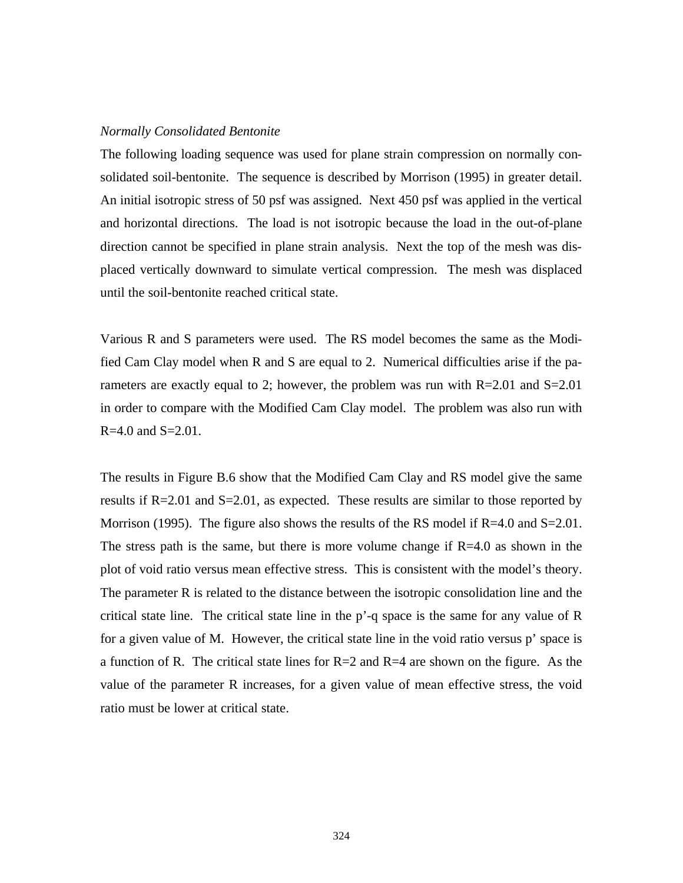*Normally Consolidated Bentonite*

The following loading sequence was used for plane strain compression on normally consolidated soil-bentonite. The sequence is described by Morrison (1995) in greater detail. An initial isotropic stress of 50 psf was assigned. Next 450 psf was applied in the vertical and horizontal directions. The load is not isotropic because the load in the out-of-plane direction cannot be specified in plane strain analysis. Next the top of the mesh was displaced vertically downward to simulate vertical compression. The mesh was displaced until the soil-bentonite reached critical state.

Various R and S parameters were used. The RS model becomes the same as the Modified Cam Clay model when R and S are equal to 2. Numerical difficulties arise if the parameters are exactly equal to 2; however, the problem was run with R=2.01 and S=2.01 in order to compare with the Modified Cam Clay model. The problem was also run with R=4.0 and S=2.01.

The results in Figure B.6 show that the Modified Cam Clay and RS model give the same results if R=2.01 and S=2.01, as expected. These results are similar to those reported by Morrison (1995). The figure also shows the results of the RS model if R=4.0 and S=2.01. The stress path is the same, but there is more volume change if R=4.0 as shown in the plot of void ratio versus mean effective stress. This is consistent with the model's theory. The parameter R is related to the distance between the isotropic consolidation line and the critical state line. The critical state line in the p'-q space is the same for any value of R for a given value of M. However, the critical state line in the void ratio versus p' space is a function of R. The critical state lines for R=2 and R=4 are shown on the figure. As the value of the parameter R increases, for a given value of mean effective stress, the void ratio must be lower at critical state.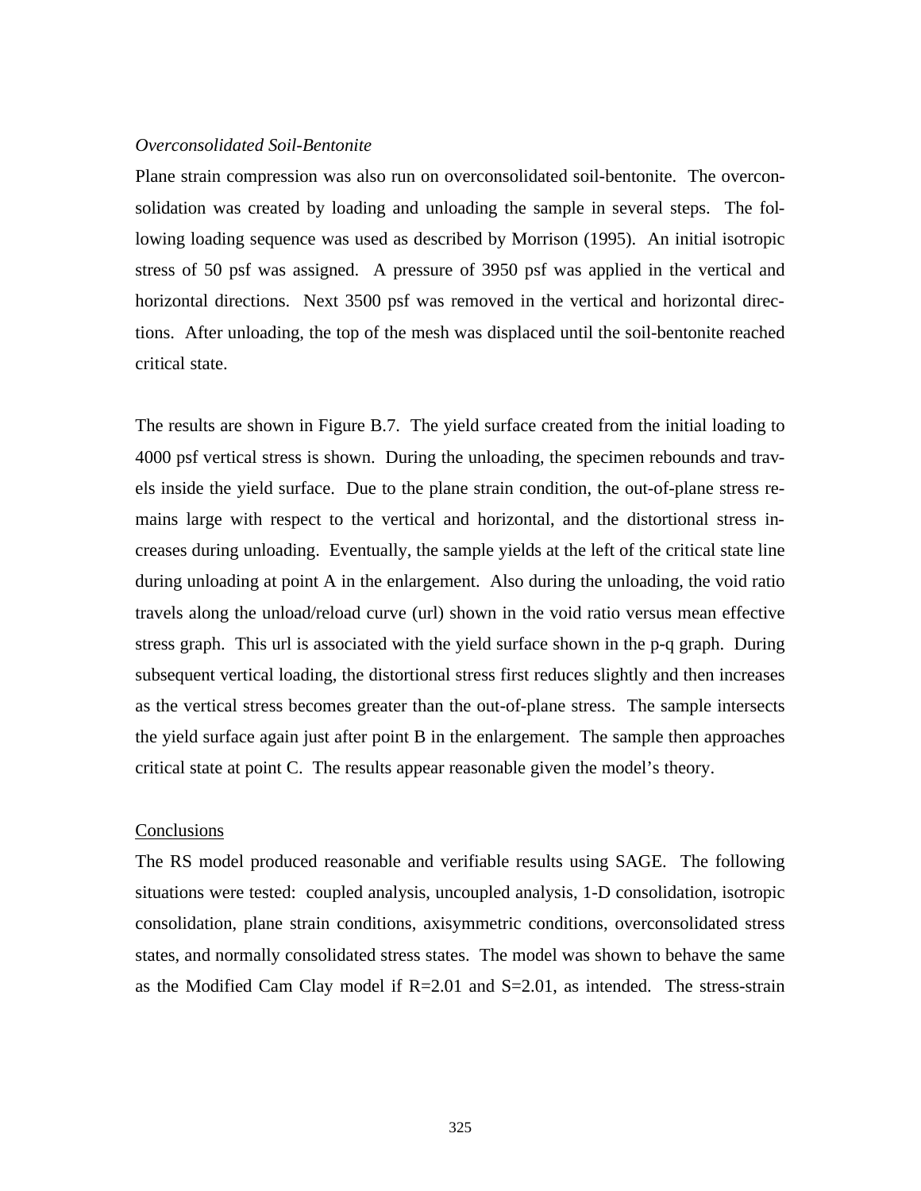*Overconsolidated Soil-Bentonite*

Plane strain compression was also run on overconsolidated soil-bentonite. The overconsolidation was created by loading and unloading the sample in several steps. The following loading sequence was used as described by Morrison (1995). An initial isotropic stress of 50 psf was assigned. A pressure of 3950 psf was applied in the vertical and horizontal directions. Next 3500 psf was removed in the vertical and horizontal directions. After unloading, the top of the mesh was displaced until the soil-bentonite reached critical state.

The results are shown in Figure B.7. The yield surface created from the initial loading to 4000 psf vertical stress is shown. During the unloading, the specimen rebounds and travels inside the yield surface. Due to the plane strain condition, the out-of-plane stress remains large with respect to the vertical and horizontal, and the distortional stress increases during unloading. Eventually, the sample yields at the left of the critical state line during unloading at point A in the enlargement. Also during the unloading, the void ratio travels along the unload/reload curve (url) shown in the void ratio versus mean effective stress graph. This url is associated with the yield surface shown in the p-q graph. During subsequent vertical loading, the distortional stress first reduces slightly and then increases as the vertical stress becomes greater than the out-of-plane stress. The sample intersects the yield surface again just after point B in the enlargement. The sample then approaches critical state at point C. The results appear reasonable given the model's theory.

## Conclusions

The RS model produced reasonable and verifiable results using SAGE. The following situations were tested: coupled analysis, uncoupled analysis, 1-D consolidation, isotropic consolidation, plane strain conditions, axisymmetric conditions, overconsolidated stress states, and normally consolidated stress states. The model was shown to behave the same as the Modified Cam Clay model if R=2.01 and S=2.01, as intended. The stress-strain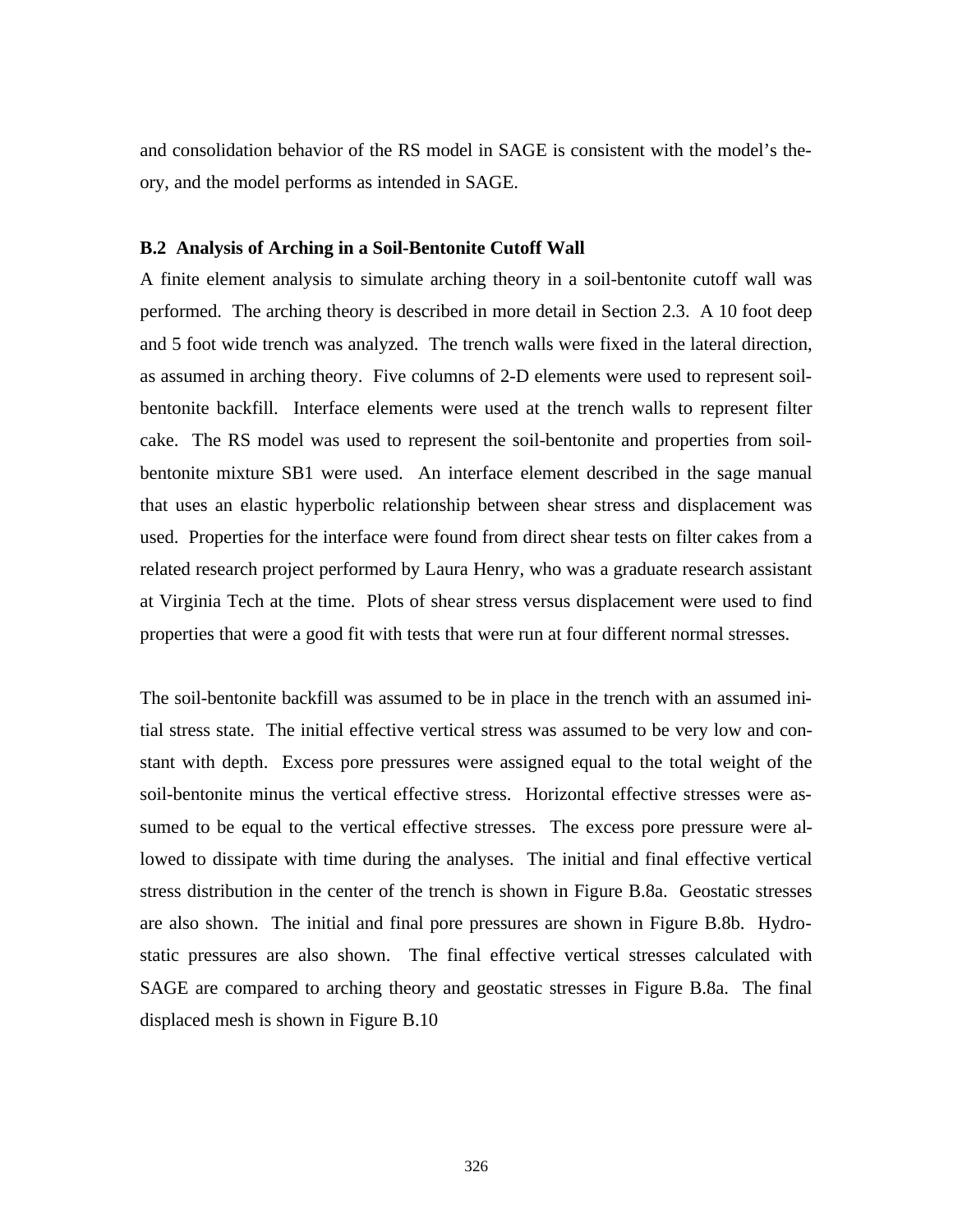and consolidation behavior of the RS model in SAGE is consistent with the model's theory, and the model performs as intended in SAGE.

### B.2 Analysis of Arching in a Soil-Bentonite Cutoff Wall

A finite element analysis to simulate arching theory in a soil-bentonite cutoff wall was performed. The arching theory is described in more detail in Section 2.3. A 10 foot deep and 5 foot wide trench was analyzed. The trench walls were fixed in the lateral direction, as assumed in arching theory. Five columns of 2-D elements were used to represent soil-bentonite backfill. Interface elements were used at the trench walls to represent filter cake. The RS model was used to represent the soil-bentonite and properties from soil-bentonite mixture SB1 were used. An interface element described in the sage manual that uses an elastic hyperbolic relationship between shear stress and displacement was used. Properties for the interface were found from direct shear tests on filter cakes from a related research project performed by Laura Henry, who was a graduate research assistant at Virginia Tech at the time. Plots of shear stress versus displacement were used to find properties that were a good fit with tests that were run at four different normal stresses.

The soil-bentonite backfill was assumed to be in place in the trench with an assumed initial stress state. The initial effective vertical stress was assumed to be very low and constant with depth. Excess pore pressures were assigned equal to the total weight of the soil-bentonite minus the vertical effective stress. Horizontal effective stresses were assumed to be equal to the vertical effective stresses. The excess pore pressure were allowed to dissipate with time during the analyses. The initial and final effective vertical stress distribution in the center of the trench is shown in Figure B.8a. Geostatic stresses are also shown. The initial and final pore pressures are shown in Figure B.8b. Hydrostatic pressures are also shown. The final effective vertical stresses calculated with SAGE are compared to arching theory and geostatic stresses in Figure B.8a. The final displaced mesh is shown in Figure B.10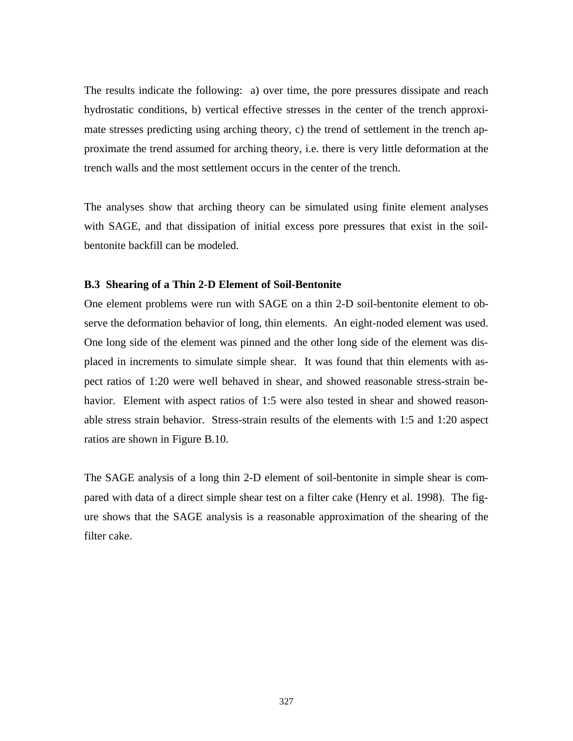The results indicate the following: a) over time, the pore pressures dissipate and reach hydrostatic conditions, b) vertical effective stresses in the center of the trench approximate stresses predicting using arching theory, c) the trend of settlement in the trench approximate the trend assumed for arching theory, i.e. there is very little deformation at the trench walls and the most settlement occurs in the center of the trench.

The analyses show that arching theory can be simulated using finite element analyses with SAGE, and that dissipation of initial excess pore pressures that exist in the soil-bentonite backfill can be modeled.

### B.3 Shearing of a Thin 2-D Element of Soil-Bentonite

One element problems were run with SAGE on a thin 2-D soil-bentonite element to observe the deformation behavior of long, thin elements. An eight-noded element was used. One long side of the element was pinned and the other long side of the element was displaced in increments to simulate simple shear. It was found that thin elements with aspect ratios of 1:20 were well behaved in shear, and showed reasonable stress-strain behavior. Element with aspect ratios of 1:5 were also tested in shear and showed reasonable stress strain behavior. Stress-strain results of the elements with 1:5 and 1:20 aspect ratios are shown in Figure B.10.

The SAGE analysis of a long thin 2-D element of soil-bentonite in simple shear is compared with data of a direct simple shear test on a filter cake (Henry et al. 1998). The figure shows that the SAGE analysis is a reasonable approximation of the shearing of the filter cake.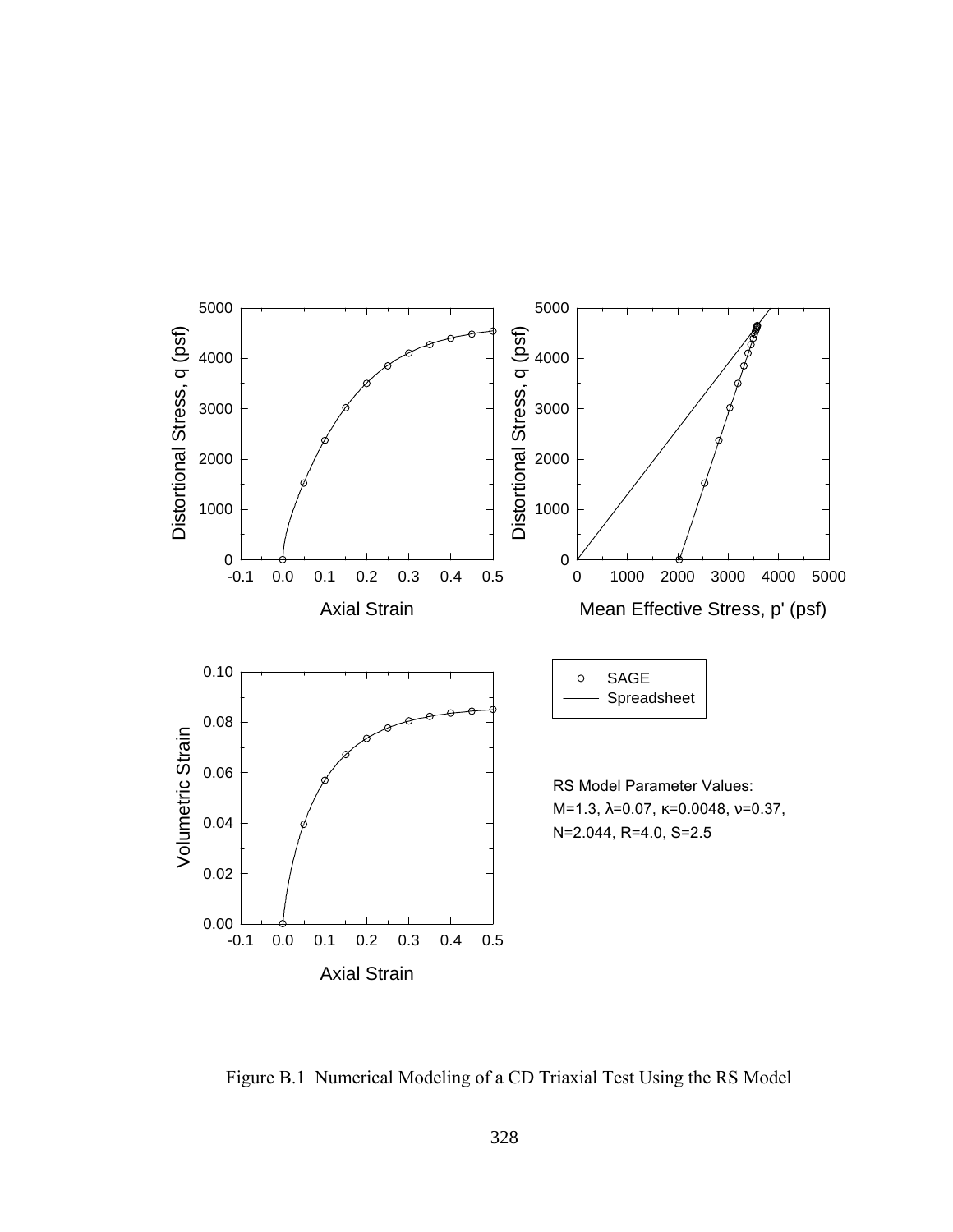RS Model Parameter Values:
M=1.3, λ=0.07, κ=0.0048, ν=0.37,
N=2.044, R=4.0, S=2.5

Figure B.1 Numerical Modeling of a CD Triaxial Test Using the RS Model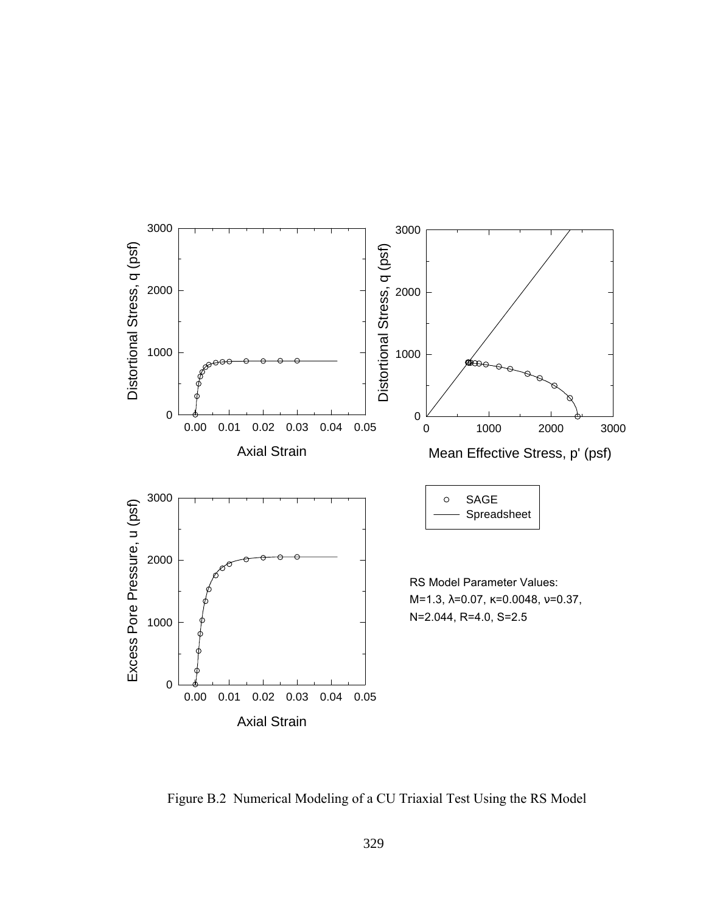RS Model Parameter Values:
M=1.3, λ=0.07, κ=0.0048, ν=0.37,
N=2.044, R=4.0, S=2.5

Figure B.2 Numerical Modeling of a CU Triaxial Test Using the RS Model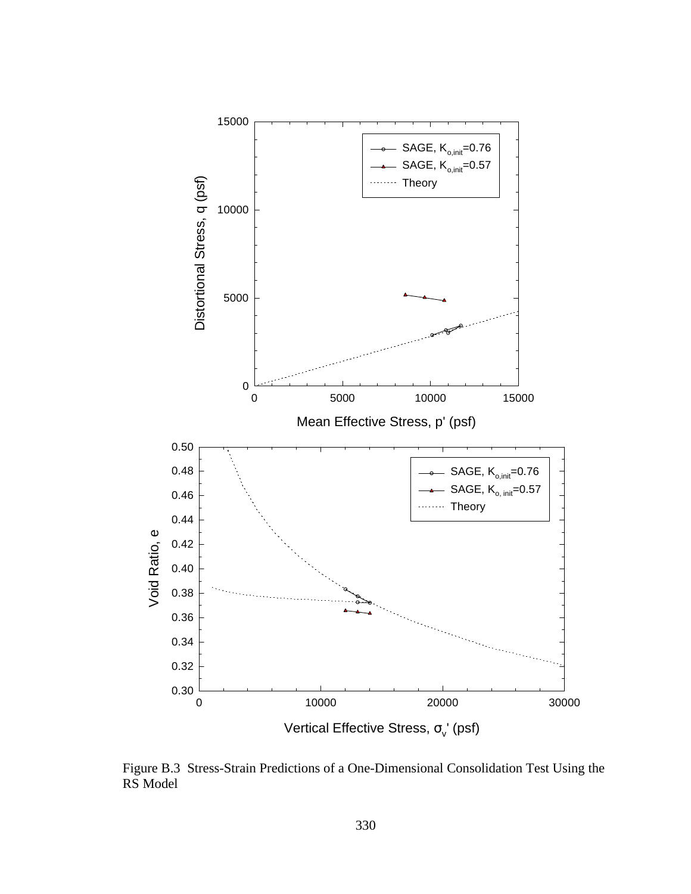Figure B.3 Stress-Strain Predictions of a One-Dimensional Consolidation Test Using the RS Model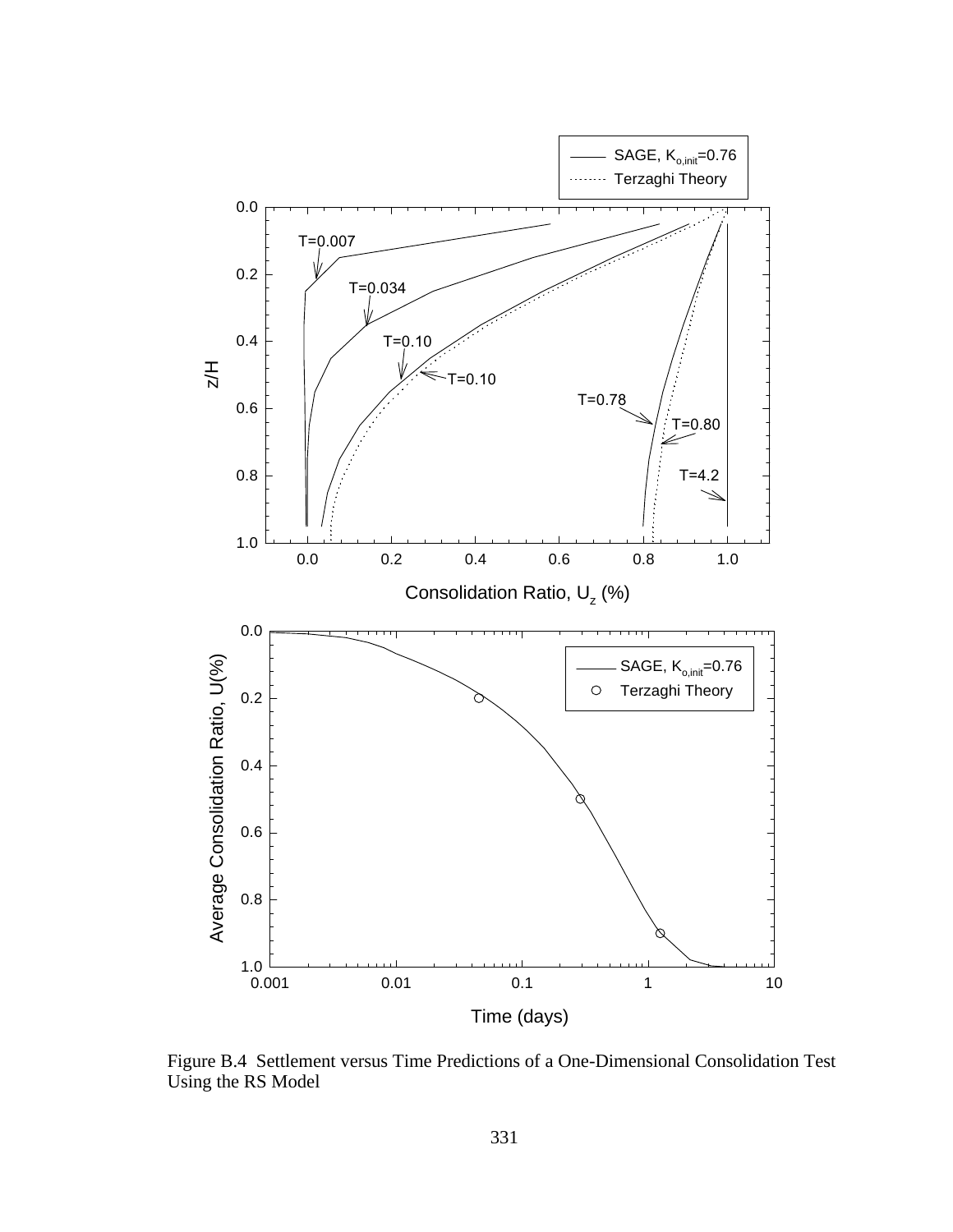Figure B.4 Settlement versus Time Predictions of a One-Dimensional Consolidation Test Using the RS Model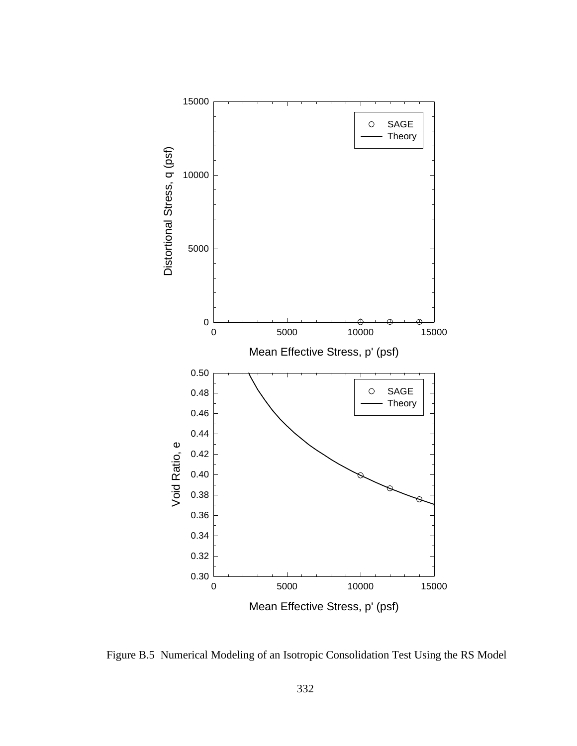Figure B.5 Numerical Modeling of an Isotropic Consolidation Test Using the RS Model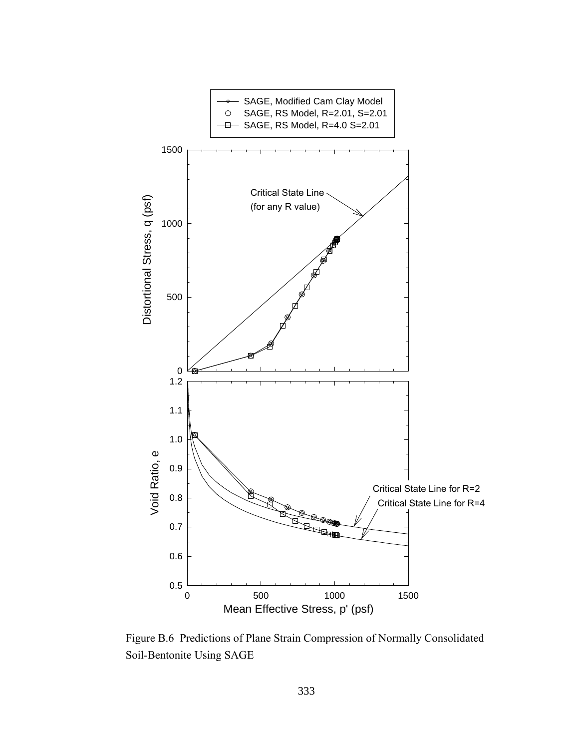Figure B.6 Predictions of Plane Strain Compression of Normally Consolidated Soil-Bentonite Using SAGE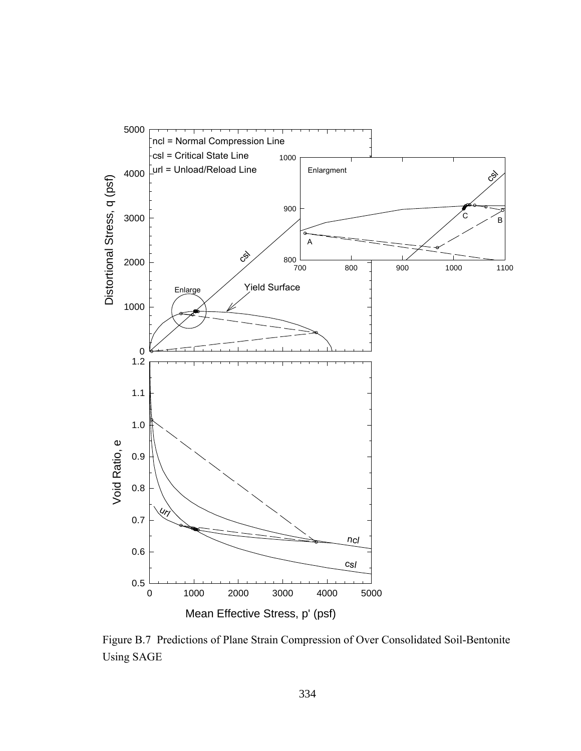Figure B.7 Predictions of Plane Strain Compression of Over Consolidated Soil-Bentonite Using SAGE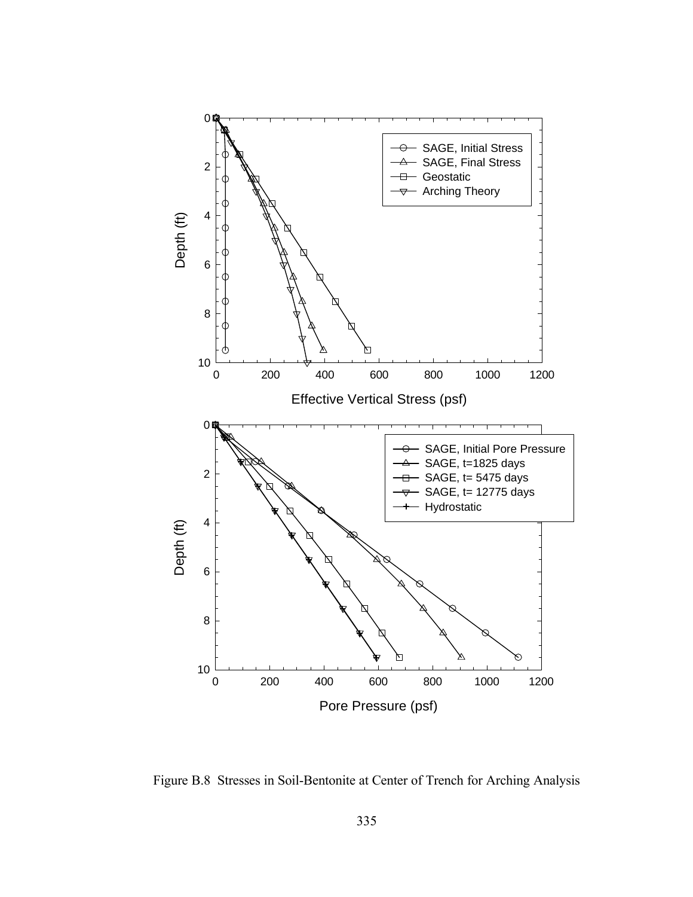Figure B.8 Stresses in Soil-Bentonite at Center of Trench for Arching Analysis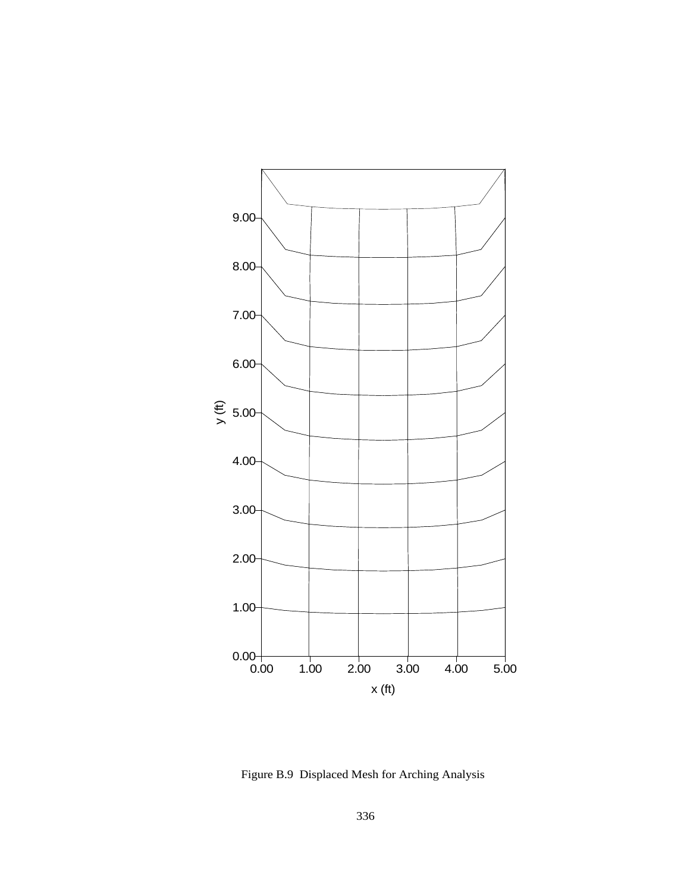Figure B.9 Displaced Mesh for Arching Analysis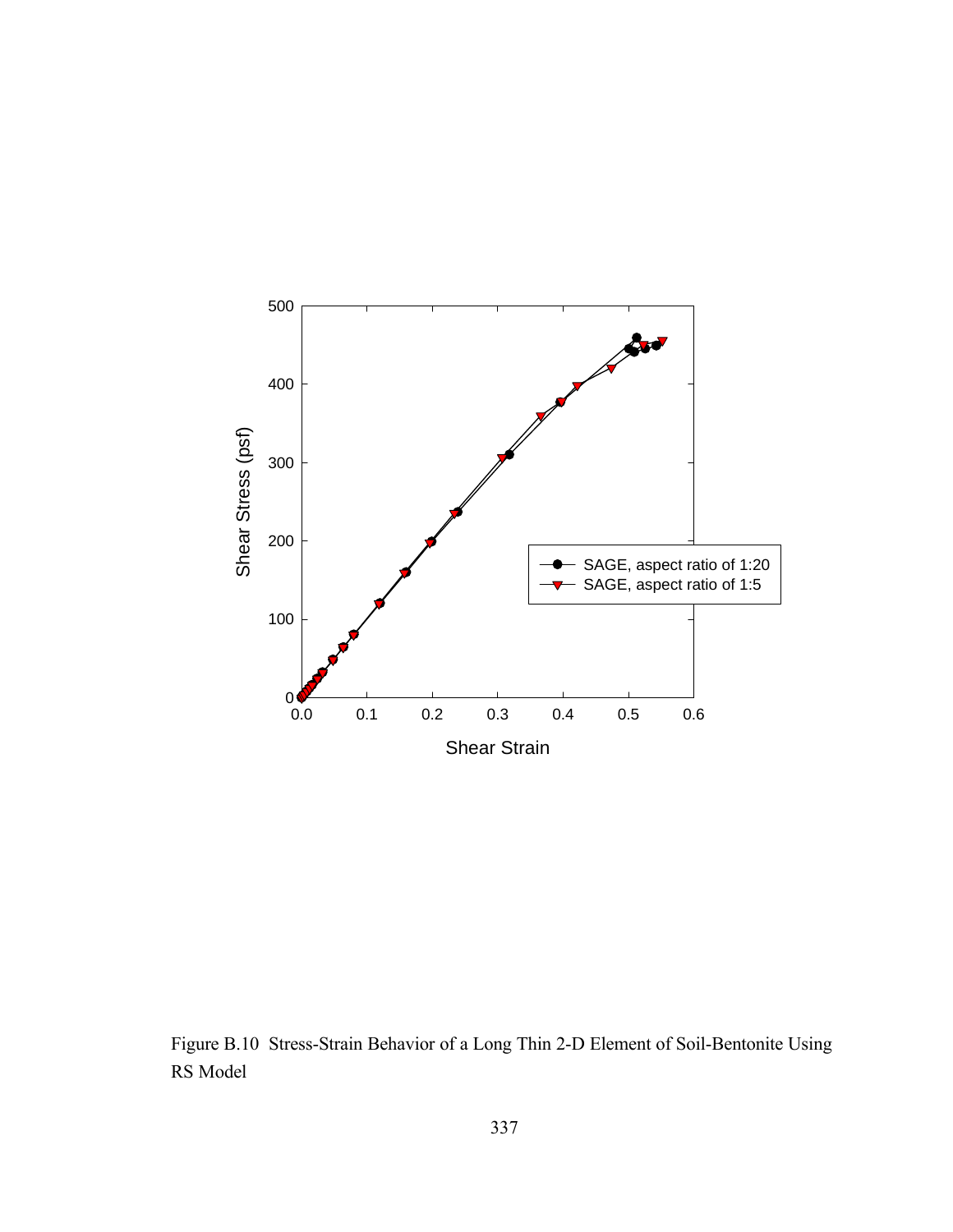Figure B.10 Stress-Strain Behavior of a Long Thin 2-D Element of Soil-Bentonite Using RS Model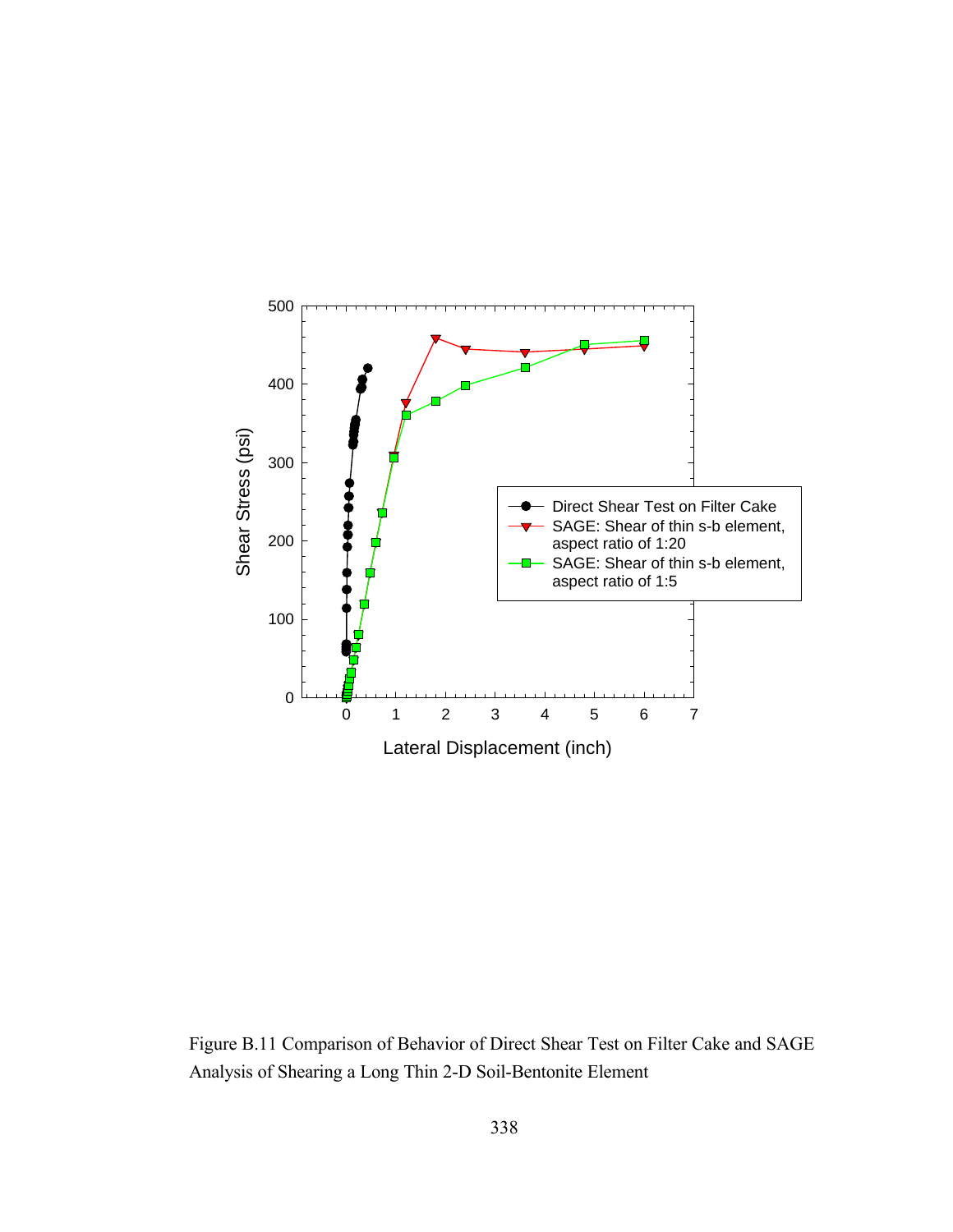Shear Stress (psi)

500

400

300

200

100

0

0 1 2 3 4 5 6 7

Lateral Displacement (inch)

Direct Shear Test on Filter Cake

SAGE: Shear of thin s-b element, aspect ratio of 1:20

SAGE: Shear of thin s-b element, aspect ratio of 1:5

Figure B.11 Comparison of Behavior of Direct Shear Test on Filter Cake and SAGE Analysis of Shearing a Long Thin 2-D Soil-Bentonite Element